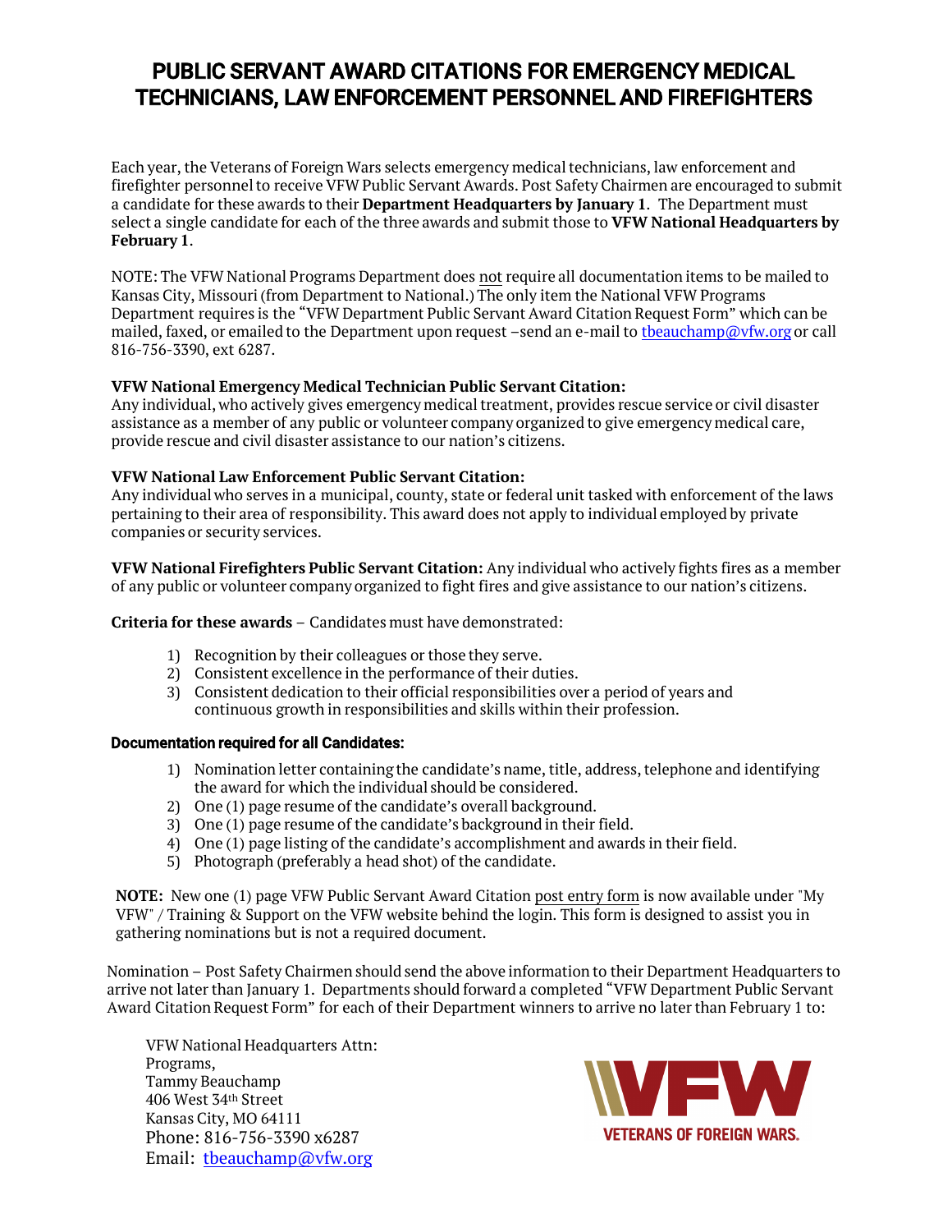# PUBLIC SERVANT AWARD CITATIONS FOR EMERGENCY MEDICAL TECHNICIANS, LAW ENFORCEMENT PERSONNEL AND FIREFIGHTERS

Each year, the Veterans of Foreign Wars selects emergency medical technicians, law enforcement and firefighter personnel to receive VFW Public Servant Awards. Post Safety Chairmen are encouraged to submit a candidate for these awards to their **Department Headquarters by January 1**. The Department must select a single candidate for each of the three awards and submit those to **VFW National Headquarters by February 1**.

NOTE: The VFW National Programs Department does not require all documentation items to be mailed to Kansas City, Missouri (from Department to National.) The only item the National VFW Programs Department requires is the "VFW Department Public Servant Award Citation Request Form" which can be mailed, faxed, or emailed to the Department upon request –send an e-mail to tbeauchamp@vfw.org or call 816-756-3390, ext 6287.

**VFW National Emergency Medical Technician Public Servant Citation:**
Any individual, who actively gives emergency medical treatment, provides rescue service or civil disaster assistance as a member of any public or volunteer company organized to give emergency medical care, provide rescue and civil disaster assistance to our nation's citizens.

**VFW National Law Enforcement Public Servant Citation:**
Any individual who serves in a municipal, county, state or federal unit tasked with enforcement of the laws pertaining to their area of responsibility. This award does not apply to individual employed by private companies or security services.

**VFW National Firefighters Public Servant Citation:** Any individual who actively fights fires as a member of any public or volunteer company organized to fight fires and give assistance to our nation's citizens.

**Criteria for these awards** – Candidates must have demonstrated:

1) Recognition by their colleagues or those they serve.
2) Consistent excellence in the performance of their duties.
3) Consistent dedication to their official responsibilities over a period of years and continuous growth in responsibilities and skills within their profession.

**Documentation required for all Candidates:**

1) Nomination letter containing the candidate's name, title, address, telephone and identifying the award for which the individual should be considered.
2) One (1) page resume of the candidate's overall background.
3) One (1) page resume of the candidate's background in their field.
4) One (1) page listing of the candidate's accomplishment and awards in their field.
5) Photograph (preferably a head shot) of the candidate.

**NOTE:** New one (1) page VFW Public Servant Award Citation post entry form is now available under "My VFW" / Training & Support on the VFW website behind the login. This form is designed to assist you in gathering nominations but is not a required document.

Nomination – Post Safety Chairmen should send the above information to their Department Headquarters to arrive not later than January 1. Departments should forward a completed "VFW Department Public Servant Award Citation Request Form" for each of their Department winners to arrive no later than February 1 to:

VFW National Headquarters Attn:
Programs,
Tammy Beauchamp
406 West 34th Street
Kansas City, MO 64111
Phone: 816-756-3390 x6287
Email: tbeauchamp@vfw.org

VFW
VETERANS OF FOREIGN WARS.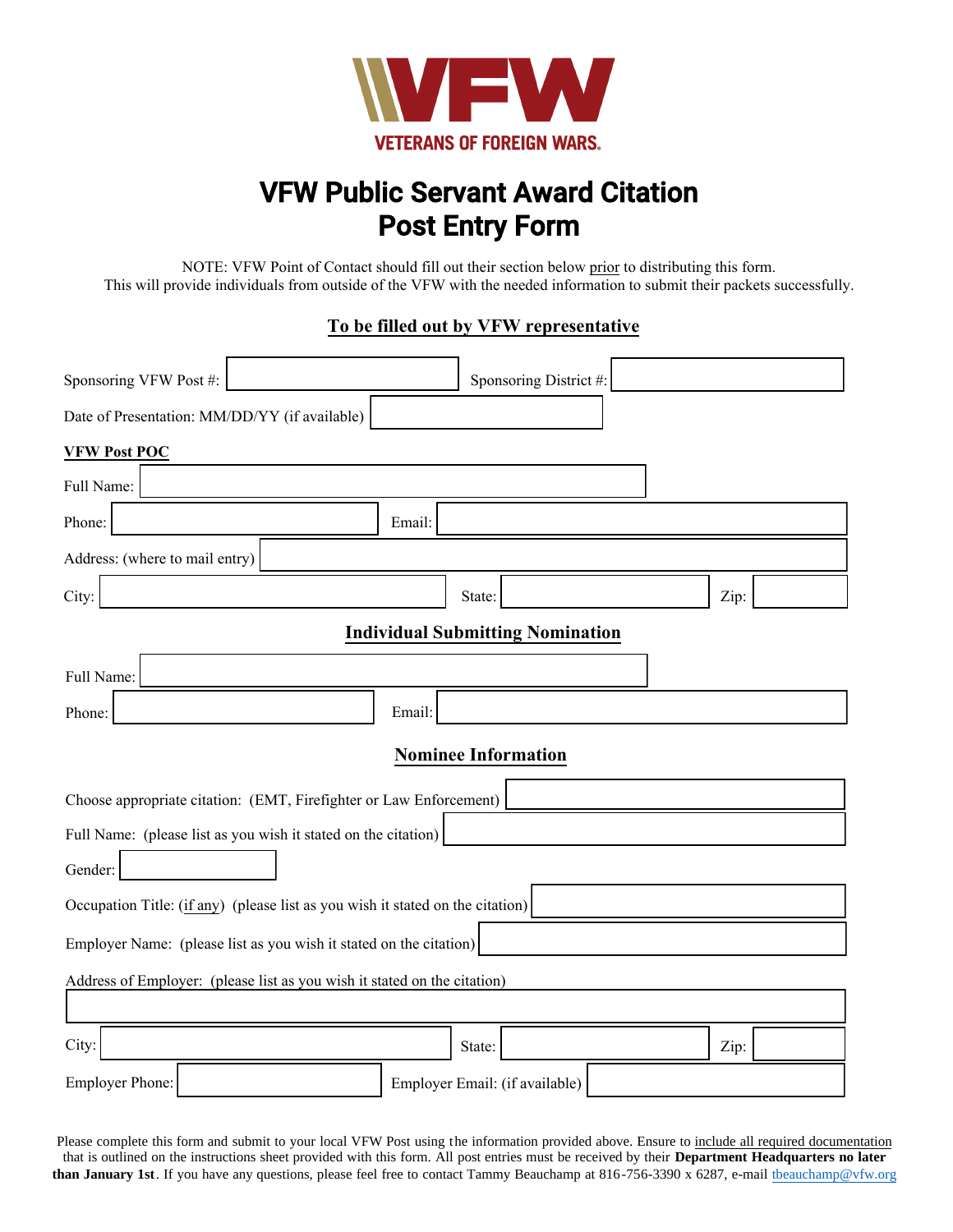VETERANS OF FOREIGN WARS

# VFW Public Servant Award Citation Post Entry Form

NOTE: VFW Point of Contact should fill out their section below prior to distributing this form. This will provide individuals from outside of the VFW with the needed information to submit their packets successfully.

## To be filled out by VFW representative

Sponsoring VFW Post #: Sponsoring District #:

Date of Presentation: MM/DD/YY (if available)

**VFW Post POC**

Full Name:

Phone: Email:

Address: (where to mail entry)

City: State: Zip:

## Individual Submitting Nomination

Full Name:

Phone: Email:

## Nominee Information

Choose appropriate citation: (EMT, Firefighter or Law Enforcement)

Full Name: (please list as you wish it stated on the citation)

Gender:

Occupation Title: (if any) (please list as you wish it stated on the citation)

Employer Name: (please list as you wish it stated on the citation)

Address of Employer: (please list as you wish it stated on the citation)

City: State: Zip:

Employer Phone: Employer Email: (if available)

Please complete this form and submit to your local VFW Post using the information provided above. Ensure to include all required documentation that is outlined on the instructions sheet provided with this form. All post entries must be received by their **Department Headquarters no later than January 1st**. If you have any questions, please feel free to contact Tammy Beauchamp at 816-756-3390 x 6287, e-mail tbeauchamp@vfw.org